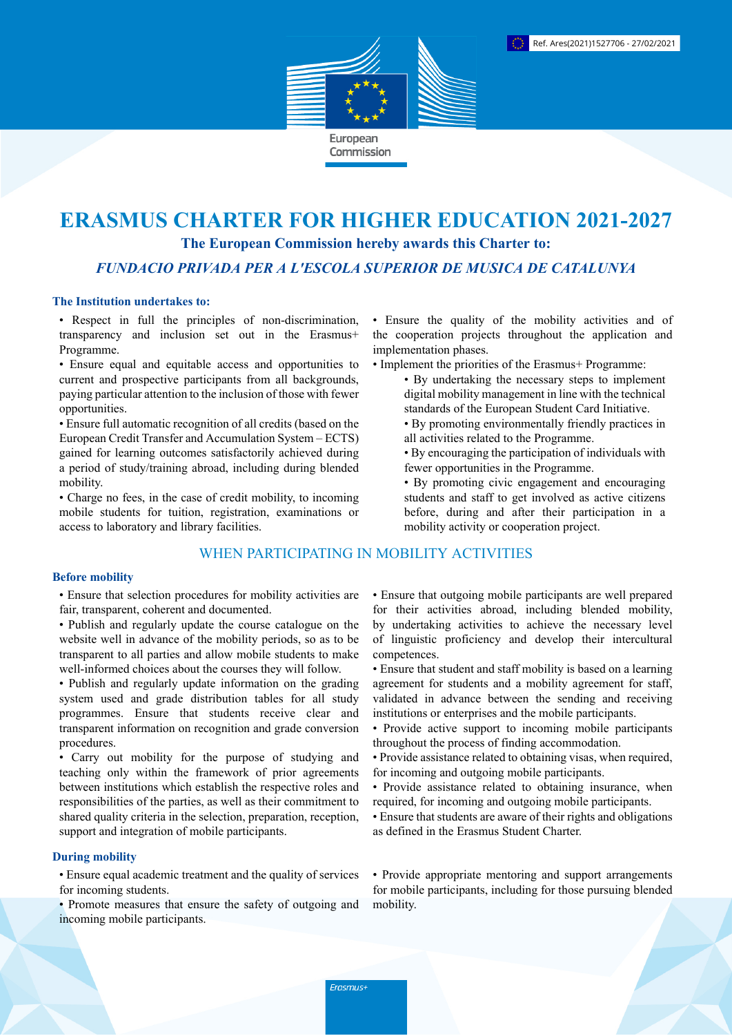Ref. Ares(2021)1527706 - 27/02/2021

European Commission

# ERASMUS CHARTER FOR HIGHER EDUCATION 2021-2027

**The European Commission hereby awards this Charter to:**

***FUNDACIO PRIVADA PER A L'ESCOLA SUPERIOR DE MUSICA DE CATALUNYA***

### The Institution undertakes to:

- Respect in full the principles of non-discrimination, transparency and inclusion set out in the Erasmus+ Programme.
- Ensure equal and equitable access and opportunities to current and prospective participants from all backgrounds, paying particular attention to the inclusion of those with fewer opportunities.
- Ensure full automatic recognition of all credits (based on the European Credit Transfer and Accumulation System – ECTS) gained for learning outcomes satisfactorily achieved during a period of study/training abroad, including during blended mobility.
- Charge no fees, in the case of credit mobility, to incoming mobile students for tuition, registration, examinations or access to laboratory and library facilities.
- Ensure the quality of the mobility activities and of the cooperation projects throughout the application and implementation phases.
- Implement the priorities of the Erasmus+ Programme:
  - By undertaking the necessary steps to implement digital mobility management in line with the technical standards of the European Student Card Initiative.
  - By promoting environmentally friendly practices in all activities related to the Programme.
  - By encouraging the participation of individuals with fewer opportunities in the Programme.
  - By promoting civic engagement and encouraging students and staff to get involved as active citizens before, during and after their participation in a mobility activity or cooperation project.

## WHEN PARTICIPATING IN MOBILITY ACTIVITIES

### Before mobility

- Ensure that selection procedures for mobility activities are fair, transparent, coherent and documented.
- Publish and regularly update the course catalogue on the website well in advance of the mobility periods, so as to be transparent to all parties and allow mobile students to make well-informed choices about the courses they will follow.
- Publish and regularly update information on the grading system used and grade distribution tables for all study programmes. Ensure that students receive clear and transparent information on recognition and grade conversion procedures.
- Carry out mobility for the purpose of studying and teaching only within the framework of prior agreements between institutions which establish the respective roles and responsibilities of the parties, as well as their commitment to shared quality criteria in the selection, preparation, reception, support and integration of mobile participants.
- Ensure that outgoing mobile participants are well prepared for their activities abroad, including blended mobility, by undertaking activities to achieve the necessary level of linguistic proficiency and develop their intercultural competences.
- Ensure that student and staff mobility is based on a learning agreement for students and a mobility agreement for staff, validated in advance between the sending and receiving institutions or enterprises and the mobile participants.
- Provide active support to incoming mobile participants throughout the process of finding accommodation.
- Provide assistance related to obtaining visas, when required, for incoming and outgoing mobile participants.
- Provide assistance related to obtaining insurance, when required, for incoming and outgoing mobile participants.
- Ensure that students are aware of their rights and obligations as defined in the Erasmus Student Charter.

### During mobility

- Ensure equal academic treatment and the quality of services for incoming students.
- Promote measures that ensure the safety of outgoing and incoming mobile participants.
- Provide appropriate mentoring and support arrangements for mobile participants, including for those pursuing blended mobility.

Erasmus+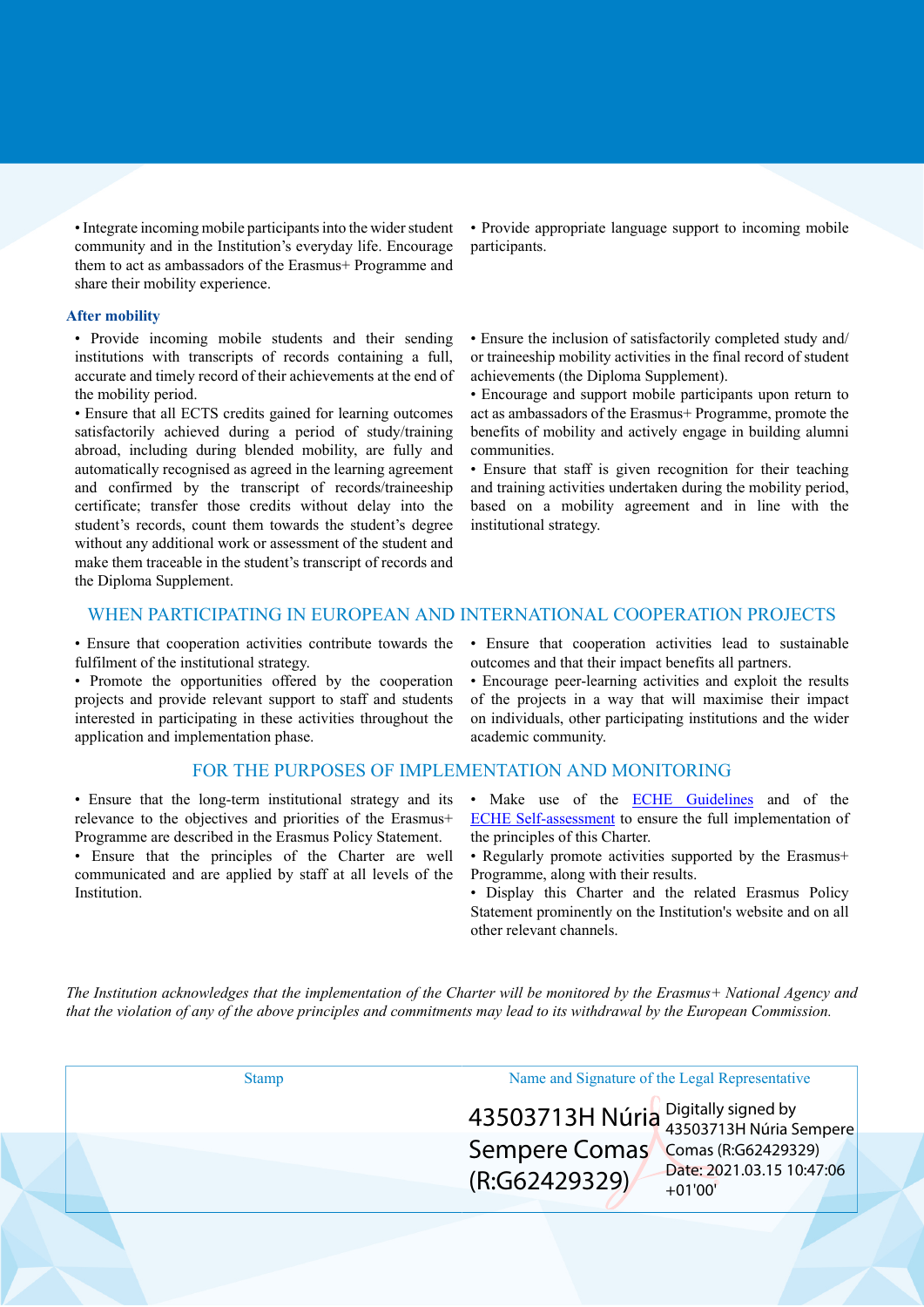- Integrate incoming mobile participants into the wider student community and in the Institution's everyday life. Encourage them to act as ambassadors of the Erasmus+ Programme and share their mobility experience.
- Provide appropriate language support to incoming mobile participants.

### After mobility

- Provide incoming mobile students and their sending institutions with transcripts of records containing a full, accurate and timely record of their achievements at the end of the mobility period.
- Ensure that all ECTS credits gained for learning outcomes satisfactorily achieved during a period of study/training abroad, including during blended mobility, are fully and automatically recognised as agreed in the learning agreement and confirmed by the transcript of records/traineeship certificate; transfer those credits without delay into the student's records, count them towards the student's degree without any additional work or assessment of the student and make them traceable in the student's transcript of records and the Diploma Supplement.
- Ensure the inclusion of satisfactorily completed study and/or traineeship mobility activities in the final record of student achievements (the Diploma Supplement).
- Encourage and support mobile participants upon return to act as ambassadors of the Erasmus+ Programme, promote the benefits of mobility and actively engage in building alumni communities.
- Ensure that staff is given recognition for their teaching and training activities undertaken during the mobility period, based on a mobility agreement and in line with the institutional strategy.

## WHEN PARTICIPATING IN EUROPEAN AND INTERNATIONAL COOPERATION PROJECTS

- Ensure that cooperation activities contribute towards the fulfilment of the institutional strategy.
- Promote the opportunities offered by the cooperation projects and provide relevant support to staff and students interested in participating in these activities throughout the application and implementation phase.
- Ensure that cooperation activities lead to sustainable outcomes and that their impact benefits all partners.
- Encourage peer-learning activities and exploit the results of the projects in a way that will maximise their impact on individuals, other participating institutions and the wider academic community.

## FOR THE PURPOSES OF IMPLEMENTATION AND MONITORING

- Ensure that the long-term institutional strategy and its relevance to the objectives and priorities of the Erasmus+ Programme are described in the Erasmus Policy Statement.
- Ensure that the principles of the Charter are well communicated and are applied by staff at all levels of the Institution.
- Make use of the ECHE Guidelines and of the ECHE Self-assessment to ensure the full implementation of the principles of this Charter.
- Regularly promote activities supported by the Erasmus+ Programme, along with their results.
- Display this Charter and the related Erasmus Policy Statement prominently on the Institution's website and on all other relevant channels.

*The Institution acknowledges that the implementation of the Charter will be monitored by the Erasmus+ National Agency and that the violation of any of the above principles and commitments may lead to its withdrawal by the European Commission.*

| Stamp | Name and Signature of the Legal Representative |
| --- | --- |
| | 43503713H Núria Sempere Comas (R:G62429329) Digitally signed by 43503713H Núria Sempere Comas (R:G62429329) Date: 2021.03.15 10:47:06 +01'00' |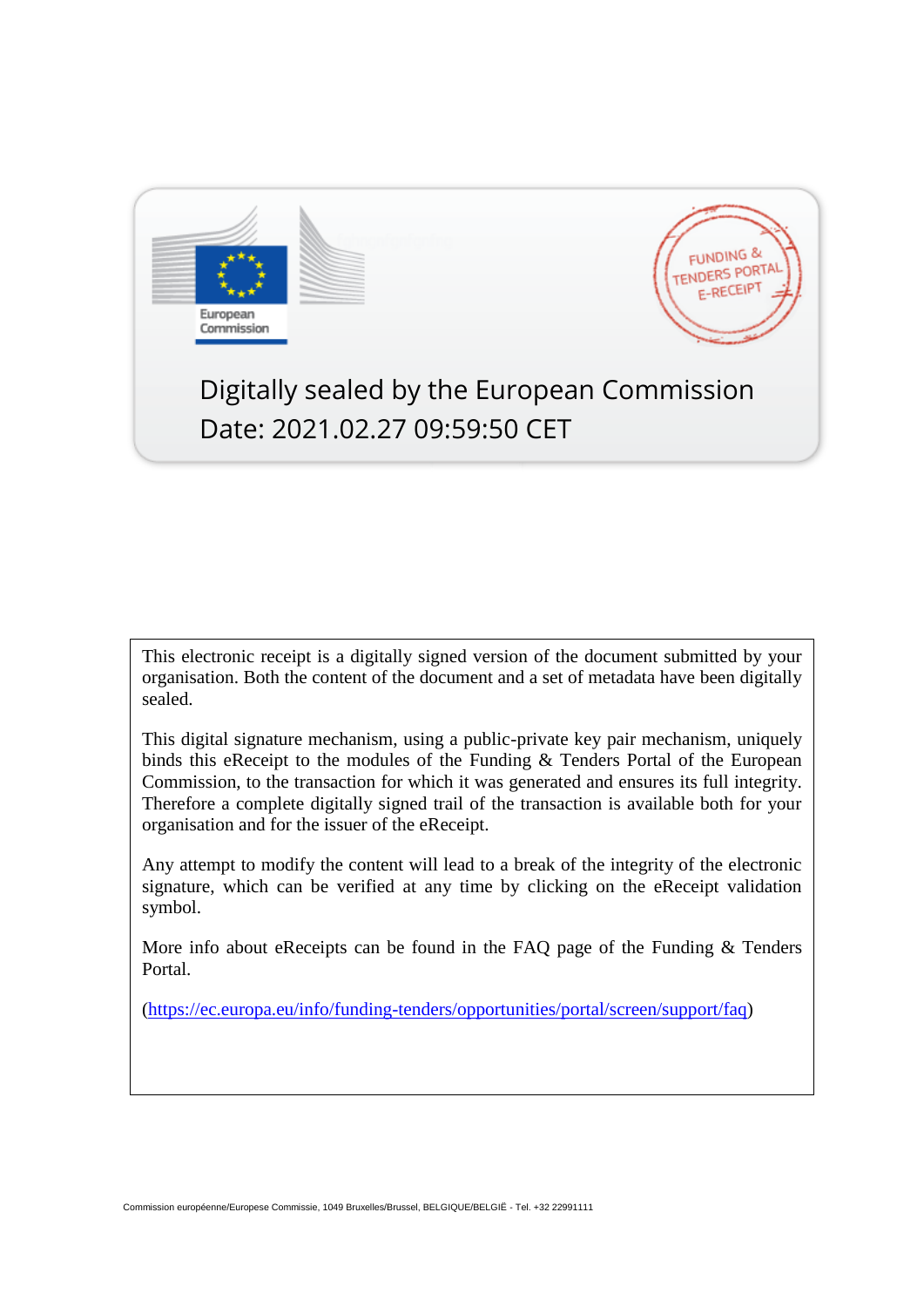FUNDING & TENDERS PORTAL E-RECEIPT

European Commission

Digitally sealed by the European Commission
Date: 2021.02.27 09:59:50 CET

This electronic receipt is a digitally signed version of the document submitted by your organisation. Both the content of the document and a set of metadata have been digitally sealed.

This digital signature mechanism, using a public-private key pair mechanism, uniquely binds this eReceipt to the modules of the Funding & Tenders Portal of the European Commission, to the transaction for which it was generated and ensures its full integrity. Therefore a complete digitally signed trail of the transaction is available both for your organisation and for the issuer of the eReceipt.

Any attempt to modify the content will lead to a break of the integrity of the electronic signature, which can be verified at any time by clicking on the eReceipt validation symbol.

More info about eReceipts can be found in the FAQ page of the Funding & Tenders Portal.

(https://ec.europa.eu/info/funding-tenders/opportunities/portal/screen/support/faq)

Commission européenne/Europese Commissie, 1049 Bruxelles/Brussel, BELGIQUE/BELGIË - Tel. +32 22991111